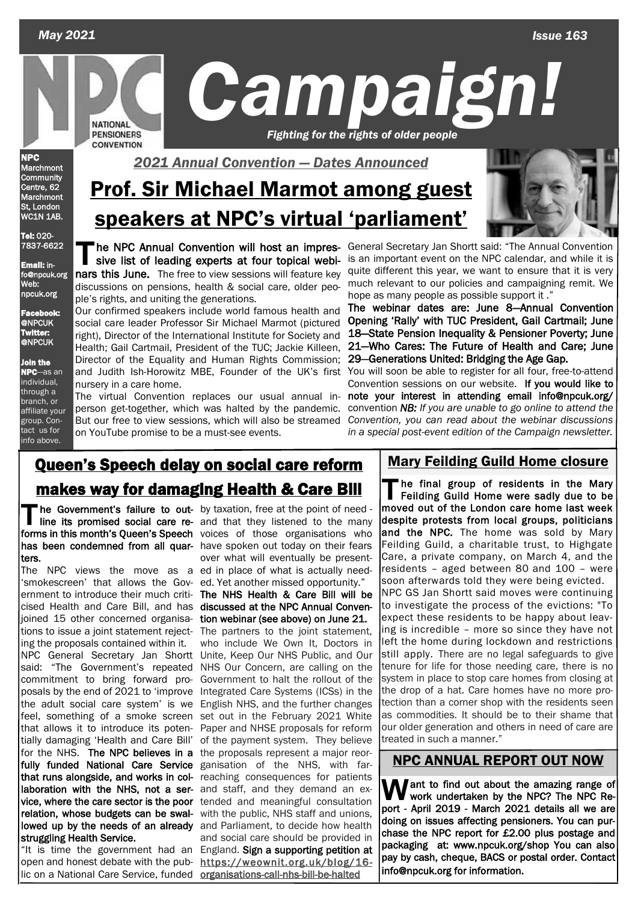*May 2021* *Issue 163*

# Campaign!

*Fighting for the rights of older people*

NATIONAL PENSIONERS CONVENTION

**NPC** Marchmont Community Centre, 62 Marchmont St, London WC1N 1AB.

**Tel:** 020-7837-6622

**Email:** info@npcuk.org
Web: npcuk.org

**Facebook:** @NPCUK
**Twitter:** @NPCUK

**Join the NPC**—as an individual, through a branch, or affiliate your group. Contact us for info above.

*2021 Annual Convention — Dates Announced*

## Prof. Sir Michael Marmot among guest speakers at NPC's virtual 'parliament'

**The NPC Annual Convention will host an impressive list of leading experts at four topical webinars this June.** The free to view sessions will feature key discussions on pensions, health & social care, older people's rights, and uniting the generations.

Our confirmed speakers include world famous health and social care leader Professor Sir Michael Marmot (pictured right), Director of the International Institute for Society and Health; Gail Cartmail, President of the TUC; Jackie Killeen, Director of the Equality and Human Rights Commission; and Judith Ish-Horowitz MBE, Founder of the UK's first nursery in a care home.

The virtual Convention replaces our usual annual in-person get-together, which was halted by the pandemic. But our free to view sessions, which will also be streamed on YouTube promise to be a must-see events.

General Secretary Jan Shortt said: "The Annual Convention is an important event on the NPC calendar, and while it is quite different this year, we want to ensure that it is very much relevant to our policies and campaigning remit. We hope as many people as possible support it ."

**The webinar dates are: June 8—Annual Convention Opening 'Rally' with TUC President, Gail Cartmail; June 18—State Pension Inequality & Pensioner Poverty; June 21—Who Cares: The Future of Health and Care; June 29—Generations United: Bridging the Age Gap.**

You will soon be able to register for all four, free-to-attend Convention sessions on our website. **If you would like to note your interest in attending email info@npcuk.org/** convention *NB: If you are unable to go online to attend the Convention, you can read about the webinar discussions in a special post-event edition of the Campaign newsletter.*

## Queen's Speech delay on social care reform makes way for damaging Health & Care Bill

**The Government's failure to outline its promised social care reforms in this month's Queen's Speech has been condemned from all quarters.**

The NPC views the move as a 'smokescreen' that allows the Government to introduce their much criticised Health and Care Bill, and has joined 15 other concerned organisations to issue a joint statement rejecting the proposals contained within it.

NPC General Secretary Jan Shortt said: "The Government's repeated commitment to bring forward proposals by the end of 2021 to 'improve the adult social care system' is we feel, something of a smoke screen that allows it to introduce its potentially damaging 'Health and Care Bill' for the NHS. **The NPC believes in a fully funded National Care Service that runs alongside, and works in collaboration with the NHS, not a service, where the care sector is the poor relation, whose budgets can be swallowed up by the needs of an already struggling Health Service.**

"It is time the government had an open and honest debate with the public on a National Care Service, funded by taxation, free at the point of need - and that they listened to the many voices of those organisations who have spoken out today on their fears over what will eventually be presented in place of what is actually needed. Yet another missed opportunity."

**The NHS Health & Care Bill will be discussed at the NPC Annual Convention webinar (see above) on June 21.**

The partners to the joint statement, who include We Own It, Doctors in Unite, Keep Our NHS Public, and Our NHS Our Concern, are calling on the Government to halt the rollout of the Integrated Care Systems (ICSs) in the English NHS, and the further changes set out in the February 2021 White Paper and NHSE proposals for reform of the payment system. They believe the proposals represent a major reorganisation of the NHS, with far-reaching consequences for patients and staff, and they demand an extended and meaningful consultation with the public, NHS staff and unions, and Parliament, to decide how health and social care should be provided in England. **Sign a supporting petition at https://weownit.org.uk/blog/16-organisations-call-nhs-bill-be-halted**

## Mary Feilding Guild Home closure

**The final group of residents in the Mary Feilding Guild Home were sadly due to be moved out of the London care home last week despite protests from local groups, politicians and the NPC.** The home was sold by Mary Feilding Guild, a charitable trust, to Highgate Care, a private company, on March 4, and the residents – aged between 80 and 100 – were soon afterwards told they were being evicted.

NPC GS Jan Shortt said moves were continuing to investigate the process of the evictions: "To expect these residents to be happy about leaving is incredible – more so since they have not left the home during lockdown and restrictions still apply. There are no legal safeguards to give tenure for life for those needing care, there is no system in place to stop care homes from closing at the drop of a hat. Care homes have no more protection than a corner shop with the residents seen as commodities. It should be to their shame that our older generation and others in need of care are treated in such a manner."

## NPC ANNUAL REPORT OUT NOW

**Want to find out about the amazing range of work undertaken by the NPC? The NPC Report - April 2019 - March 2021 details all we are doing on issues affecting pensioners. You can purchase the NPC report for £2.00 plus postage and packaging at: www.npcuk.org/shop You can also pay by cash, cheque, BACS or postal order. Contact info@npcuk.org for information.**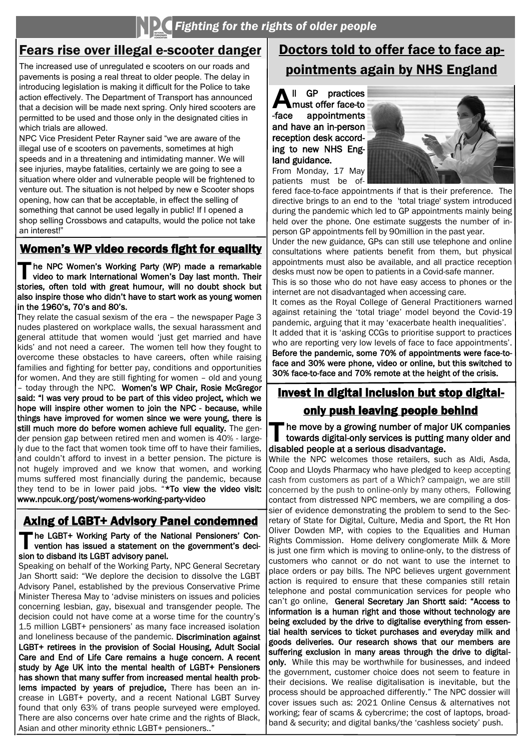## Fears rise over illegal e-scooter danger

The increased use of unregulated e scooters on our roads and pavements is posing a real threat to older people. The delay in introducing legislation is making it difficult for the Police to take action effectively. The Department of Transport has announced that a decision will be made next spring. Only hired scooters are permitted to be used and those only in the designated cities in which trials are allowed.

NPC Vice President Peter Rayner said "we are aware of the illegal use of e scooters on pavements, sometimes at high speeds and in a threatening and intimidating manner. We will see injuries, maybe fatalities, certainly we are going to see a situation where older and vulnerable people will be frightened to venture out. The situation is not helped by new e Scooter shops opening, how can that be acceptable, in effect the selling of something that cannot be used legally in public! If I opened a shop selling Crossbows and catapults, would the police not take an interest!"

## Women's WP video records fight for equality

**The NPC Women's Working Party (WP) made a remarkable video to mark International Women's Day last month. Their stories, often told with great humour, will no doubt shock but also inspire those who didn't have to start work as young women in the 1960's, 70's and 80's.**

They relate the casual sexism of the era – the newspaper Page 3 nudes plastered on workplace walls, the sexual harassment and general attitude that women would 'just get married and have kids' and not need a career. The women tell how they fought to overcome these obstacles to have careers, often while raising families and fighting for better pay, conditions and opportunities for women. And they are still fighting for women – old and young – today through the NPC. **Women's WP Chair, Rosie McGregor said: "I was very proud to be part of this video project, which we hope will inspire other women to join the NPC - because, while things have improved for women since we were young, there is still much more do before women achieve full equality.** The gender pension gap between retired men and women is 40% - largely due to the fact that women took time off to have their families, and couldn't afford to invest in a better pension. The picture is not hugely improved and we know that women, and working mums suffered most financially during the pandemic, because they tend to be in lower paid jobs. "**\*To view the video visit: www.npcuk.org/post/womens-working-party-video**

## Axing of LGBT+ Advisory Panel condemned

**The LGBT+ Working Party of the National Pensioners' Convention has issued a statement on the government's decision to disband its LGBT advisory panel.**

Speaking on behalf of the Working Party, NPC General Secretary Jan Shortt said: "We deplore the decision to dissolve the LGBT Advisory Panel, established by the previous Conservative Prime Minister Theresa May to 'advise ministers on issues and policies concerning lesbian, gay, bisexual and transgender people. The decision could not have come at a worse time for the country's 1.5 million LGBT+ pensioners' as many face increased isolation and loneliness because of the pandemic. **Discrimination against LGBT+ retirees in the provision of Social Housing, Adult Social Care and End of Life Care remains a huge concern. A recent study by Age UK into the mental health of LGBT+ Pensioners has shown that many suffer from increased mental health problems impacted by years of prejudice,** There has been an increase in LGBT+ poverty, and a recent National LGBT Survey found that only 63% of trans people surveyed were employed. There are also concerns over hate crime and the rights of Black, Asian and other minority ethnic LGBT+ pensioners.."

## Doctors told to offer face to face appointments again by NHS England

**All GP practices must offer face-to-face appointments and have an in-person reception desk according to new NHS England guidance.**

From Monday, 17 May patients must be offered face-to-face appointments if that is their preference. The directive brings to an end to the 'total triage' system introduced during the pandemic which led to GP appointments mainly being held over the phone. One estimate suggests the number of in-person GP appointments fell by 90million in the past year.

Under the new guidance, GPs can still use telephone and online consultations where patients benefit from them, but physical appointments must also be available, and all practice reception desks must now be open to patients in a Covid-safe manner.

This is so those who do not have easy access to phones or the internet are not disadvantaged when accessing care.

It comes as the Royal College of General Practitioners warned against retaining the 'total triage' model beyond the Covid-19 pandemic, arguing that it may 'exacerbate health inequalities'.

It added that it is 'asking CCGs to prioritise support to practices who are reporting very low levels of face to face appointments'. **Before the pandemic, some 70% of appointments were face-to-face and 30% were phone, video or online, but this switched to 30% face-to-face and 70% remote at the height of the crisis.**

## Invest in digital inclusion but stop digital-only push leaving people behind

**The move by a growing number of major UK companies towards digital-only services is putting many older and disabled people at a serious disadvantage.**

While the NPC welcomes those retailers, such as Aldi, Asda, Coop and Lloyds Pharmacy who have pledged to keep accepting cash from customers as part of a Which? campaign, we are still concerned by the push to online-only by many others, Following contact from distressed NPC members, we are compiling a dossier of evidence demonstrating the problem to send to the Secretary of State for Digital, Culture, Media and Sport, the Rt Hon Oliver Dowden MP, with copies to the Equalities and Human Rights Commission. Home delivery conglomerate Milk & More is just one firm which is moving to online-only, to the distress of customers who cannot or do not want to use the internet to place orders or pay bills. The NPC believes urgent government action is required to ensure that these companies still retain telephone and postal communication services for people who can't go online, **General Secretary Jan Shortt said: "Access to information is a human right and those without technology are being excluded by the drive to digitalise everything from essential health services to ticket purchases and everyday milk and goods deliveries. Our research shows that our members are suffering exclusion in many areas through the drive to digital-only.** While this may be worthwhile for businesses, and indeed the government, customer choice does not seem to feature in their decisions. We realise digitalisation is inevitable, but the process should be approached differently." The NPC dossier will cover issues such as: 2021 Online Census & alternatives not working; fear of scams & cybercrime; the cost of laptops, broadband & security; and digital banks/the 'cashless society' push.